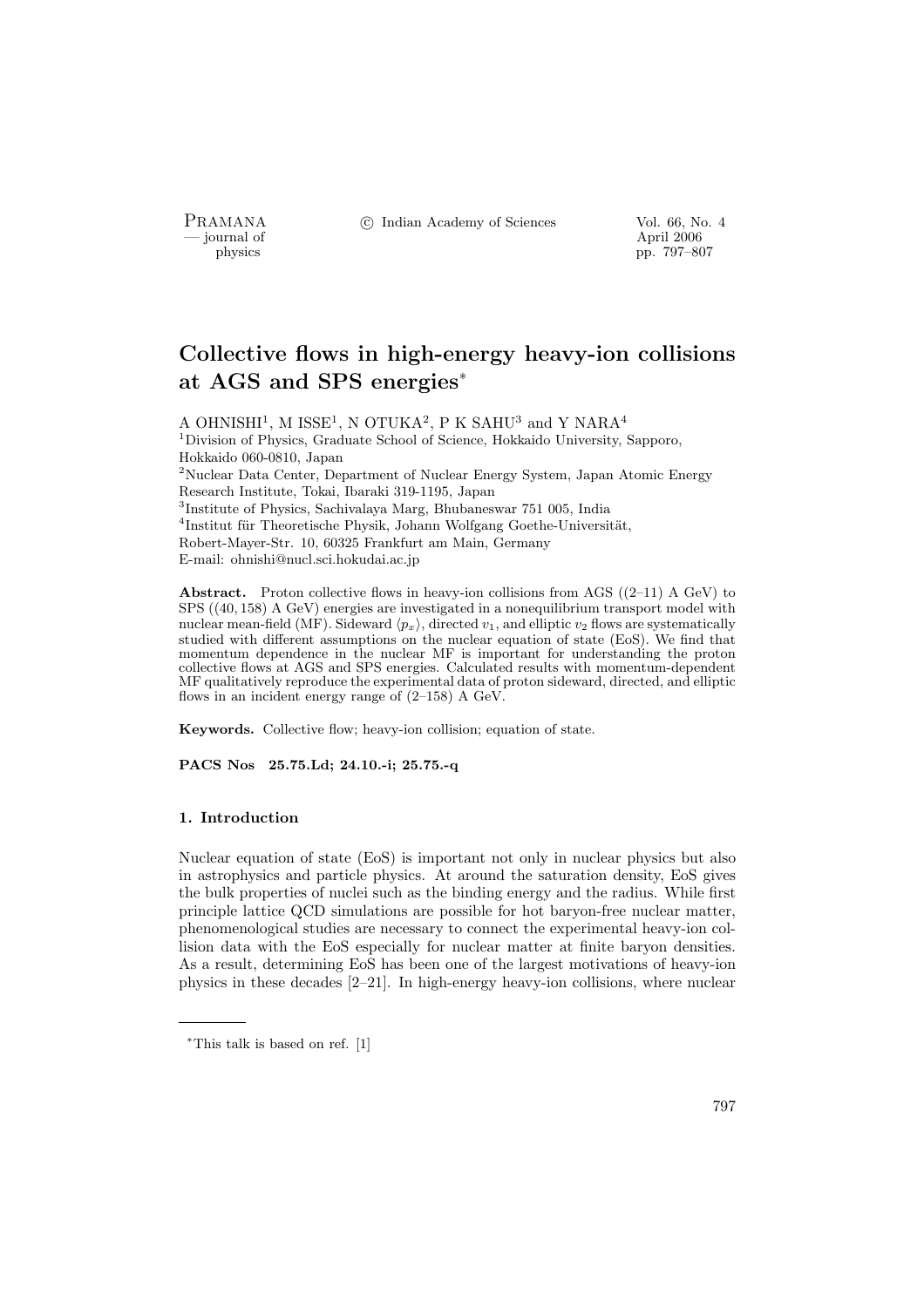# Collective flows in high-energy heavy-ion collisions at AGS and SPS energies*

A OHNISHI[1], M ISSE[1], N OTUKA[2], P K SAHU[3] and Y NARA[4]

[1]Division of Physics, Graduate School of Science, Hokkaido University, Sapporo, Hokkaido 060-0810, Japan

[2]Nuclear Data Center, Department of Nuclear Energy System, Japan Atomic Energy Research Institute, Tokai, Ibaraki 319-1195, Japan

[3]Institute of Physics, Sachivalaya Marg, Bhubaneswar 751 005, India

[4]Institut für Theoretische Physik, Johann Wolfgang Goethe-Universität, Robert-Mayer-Str. 10, 60325 Frankfurt am Main, Germany

E-mail: ohnishi@nucl.sci.hokudai.ac.jp

**Abstract.** Proton collective flows in heavy-ion collisions from AGS ((2–11) A GeV) to SPS ((40, 158) A GeV) energies are investigated in a nonequilibrium transport model with nuclear mean-field (MF). Sideward $\langle p_x \rangle$, directed $v_1$, and elliptic $v_2$ flows are systematically studied with different assumptions on the nuclear equation of state (EoS). We find that momentum dependence in the nuclear MF is important for understanding the proton collective flows at AGS and SPS energies. Calculated results with momentum-dependent MF qualitatively reproduce the experimental data of proton sideward, directed, and elliptic flows in an incident energy range of (2–158) A GeV.

**Keywords.** Collective flow; heavy-ion collision; equation of state.

**PACS Nos 25.75.Ld; 24.10.-i; 25.75.-q**

## 1. Introduction

Nuclear equation of state (EoS) is important not only in nuclear physics but also in astrophysics and particle physics. At around the saturation density, EoS gives the bulk properties of nuclei such as the binding energy and the radius. While first principle lattice QCD simulations are possible for hot baryon-free nuclear matter, phenomenological studies are necessary to connect the experimental heavy-ion collision data with the EoS especially for nuclear matter at finite baryon densities. As a result, determining EoS has been one of the largest motivations of heavy-ion physics in these decades [2–21]. In high-energy heavy-ion collisions, where nuclear

*This talk is based on ref. [1]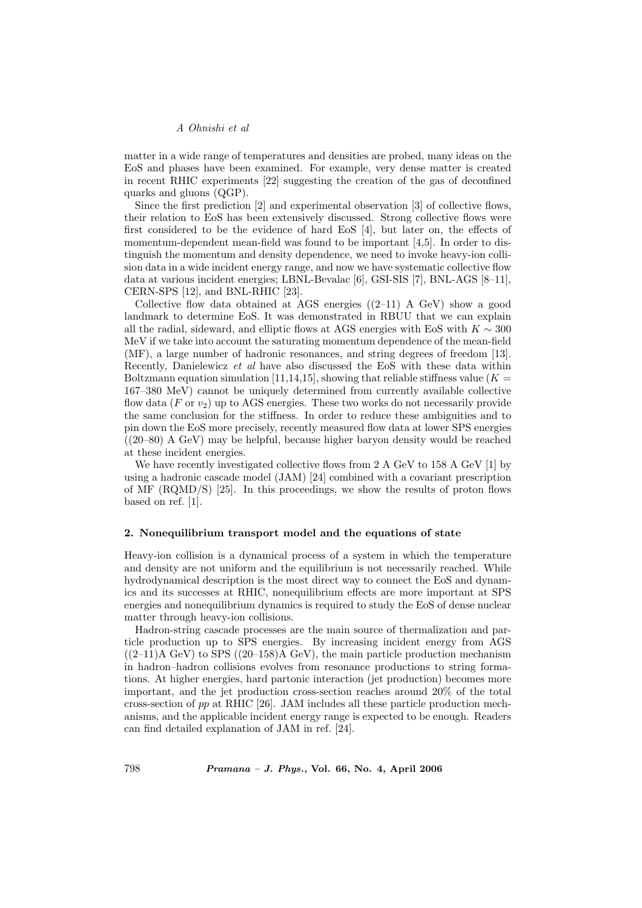matter in a wide range of temperatures and densities are probed, many ideas on the EoS and phases have been examined. For example, very dense matter is created in recent RHIC experiments [22] suggesting the creation of the gas of deconfined quarks and gluons (QGP).

Since the first prediction [2] and experimental observation [3] of collective flows, their relation to EoS has been extensively discussed. Strong collective flows were first considered to be the evidence of hard EoS [4], but later on, the effects of momentum-dependent mean-field was found to be important [4,5]. In order to distinguish the momentum and density dependence, we need to invoke heavy-ion collision data in a wide incident energy range, and now we have systematic collective flow data at various incident energies; LBNL-Bevalac [6], GSI-SIS [7], BNL-AGS [8–11], CERN-SPS [12], and BNL-RHIC [23].

Collective flow data obtained at AGS energies ((2–11) A GeV) show a good landmark to determine EoS. It was demonstrated in RBUU that we can explain all the radial, sideward, and elliptic flows at AGS energies with EoS with $K \sim 300$ MeV if we take into account the saturating momentum dependence of the mean-field (MF), a large number of hadronic resonances, and string degrees of freedom [13]. Recently, Danielewicz *et al* have also discussed the EoS with these data within Boltzmann equation simulation [11,14,15], showing that reliable stiffness value ($K =$ 167–380 MeV) cannot be uniquely determined from currently available collective flow data ($F$ or $v_2$) up to AGS energies. These two works do not necessarily provide the same conclusion for the stiffness. In order to reduce these ambiguities and to pin down the EoS more precisely, recently measured flow data at lower SPS energies ((20–80) A GeV) may be helpful, because higher baryon density would be reached at these incident energies.

We have recently investigated collective flows from 2 A GeV to 158 A GeV [1] by using a hadronic cascade model (JAM) [24] combined with a covariant prescription of MF (RQMD/S) [25]. In this proceedings, we show the results of proton flows based on ref. [1].

## 2. Nonequilibrium transport model and the equations of state

Heavy-ion collision is a dynamical process of a system in which the temperature and density are not uniform and the equilibrium is not necessarily reached. While hydrodynamical description is the most direct way to connect the EoS and dynamics and its successes at RHIC, nonequilibrium effects are more important at SPS energies and nonequilibrium dynamics is required to study the EoS of dense nuclear matter through heavy-ion collisions.

Hadron-string cascade processes are the main source of thermalization and particle production up to SPS energies. By increasing incident energy from AGS ((2–11)A GeV) to SPS ((20–158)A GeV), the main particle production mechanism in hadron–hadron collisions evolves from resonance productions to string formations. At higher energies, hard partonic interaction (jet production) becomes more important, and the jet production cross-section reaches around 20% of the total cross-section of *pp* at RHIC [26]. JAM includes all these particle production mechanisms, and the applicable incident energy range is expected to be enough. Readers can find detailed explanation of JAM in ref. [24].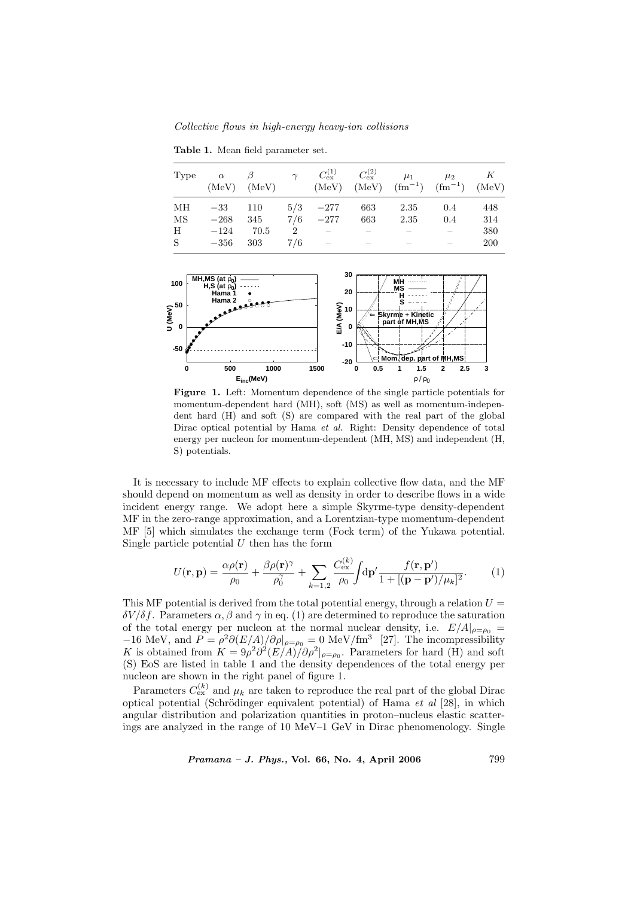**Table 1.** Mean field parameter set.

| Type | $\alpha$ (MeV) | $\beta$ (MeV) | $\gamma$ | $C_{\text{ex}}^{(1)}$ (MeV) | $C_{\text{ex}}^{(2)}$ (MeV) | $\mu_1$ (fm$^{-1}$) | $\mu_2$ (fm$^{-1}$) | $K$ (MeV) |
|---|---|---|---|---|---|---|---|---|
| MH | $-33$ | 110 | 5/3 | $-277$ | 663 | 2.35 | 0.4 | 448 |
| MS | $-268$ | 345 | 7/6 | $-277$ | 663 | 2.35 | 0.4 | 314 |
| H | $-124$ | 70.5 | 2 | – | – | – | – | 380 |
| S | $-356$ | 303 | 7/6 | – | – | – | – | 200 |

**Figure 1.** Left: Momentum dependence of the single particle potentials for momentum-dependent hard (MH), soft (MS) as well as momentum-independent hard (H) and soft (S) are compared with the real part of the global Dirac optical potential by Hama *et al*. Right: Density dependence of total energy per nucleon for momentum-dependent (MH, MS) and independent (H, S) potentials.

It is necessary to include MF effects to explain collective flow data, and the MF should depend on momentum as well as density in order to describe flows in a wide incident energy range. We adopt here a simple Skyrme-type density-dependent MF in the zero-range approximation, and a Lorentzian-type momentum-dependent MF [5] which simulates the exchange term (Fock term) of the Yukawa potential. Single particle potential $U$ then has the form

$$U(\mathbf{r}, \mathbf{p}) = \frac{\alpha\rho(\mathbf{r})}{\rho_0} + \frac{\beta\rho(\mathbf{r})^{\gamma}}{\rho_0^{\gamma}} + \sum_{k=1,2} \frac{C_{\text{ex}}^{(k)}}{\rho_0} \int \mathrm{d}\mathbf{p}' \frac{f(\mathbf{r}, \mathbf{p}')}{1 + [(\mathbf{p} - \mathbf{p}')/\mu_k]^2}. \tag{1}$$

This MF potential is derived from the total potential energy, through a relation $U = \delta V/\delta f$. Parameters $\alpha, \beta$ and $\gamma$ in eq. (1) are determined to reproduce the saturation of the total energy per nucleon at the normal nuclear density, i.e. $E/A|_{\rho=\rho_0} = -16$ MeV, and $P = \rho^2 \partial(E/A)/\partial\rho|_{\rho=\rho_0} = 0$ MeV/fm$^3$ [27]. The incompressibility $K$ is obtained from $K = 9\rho^2\partial^2(E/A)/\partial\rho^2|_{\rho=\rho_0}$. Parameters for hard (H) and soft (S) EoS are listed in table 1 and the density dependences of the total energy per nucleon are shown in the right panel of figure 1.

Parameters $C_{\text{ex}}^{(k)}$ and $\mu_k$ are taken to reproduce the real part of the global Dirac optical potential (Schrödinger equivalent potential) of Hama *et al* [28], in which angular distribution and polarization quantities in proton–nucleus elastic scatterings are analyzed in the range of 10 MeV–1 GeV in Dirac phenomenology. Single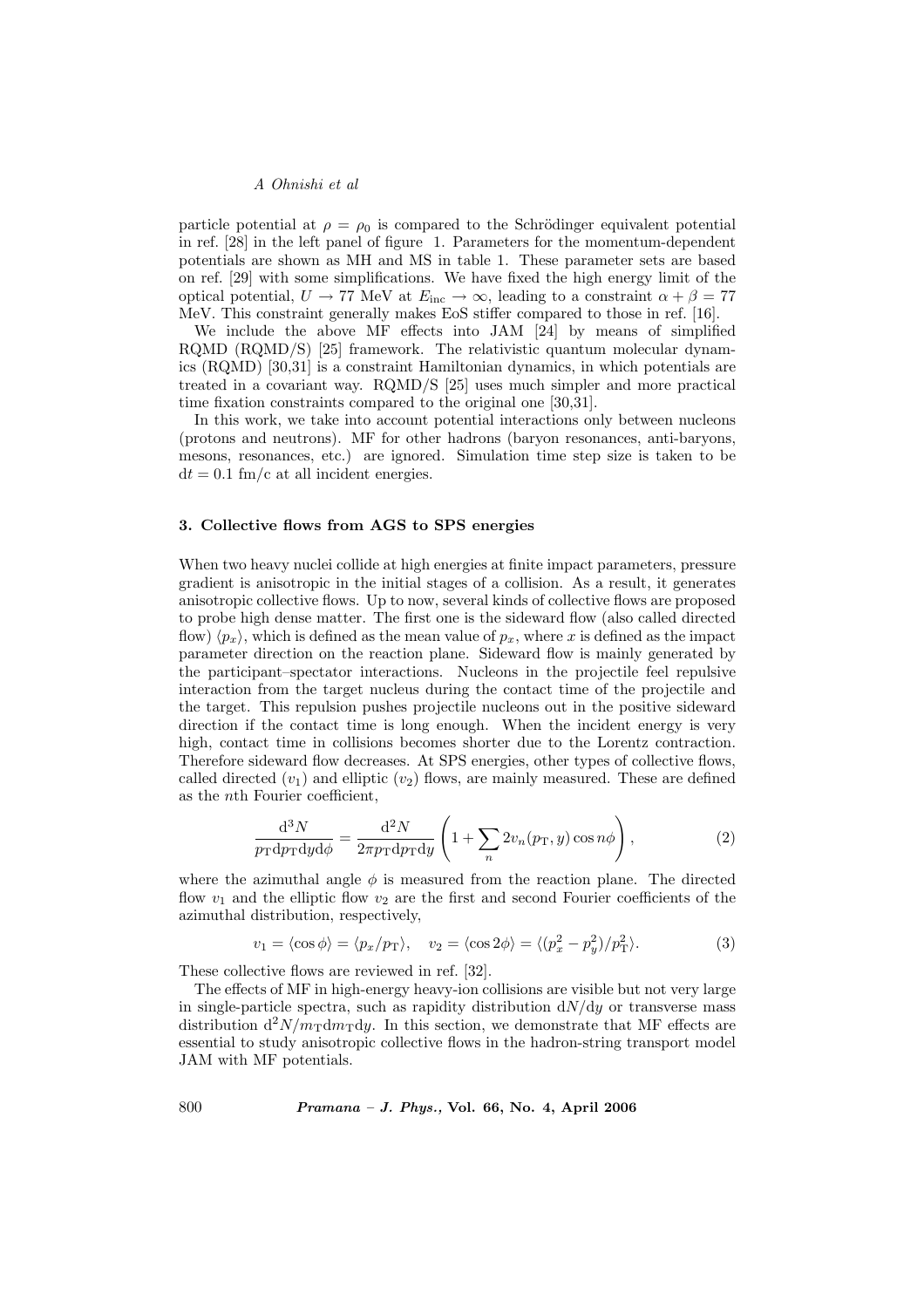particle potential at $\rho = \rho_0$ is compared to the Schrödinger equivalent potential in ref. [28] in the left panel of figure 1. Parameters for the momentum-dependent potentials are shown as MH and MS in table 1. These parameter sets are based on ref. [29] with some simplifications. We have fixed the high energy limit of the optical potential, $U \to 77$ MeV at $E_{\mathrm{inc}} \to \infty$, leading to a constraint $\alpha + \beta = 77$ MeV. This constraint generally makes EoS stiffer compared to those in ref. [16].

We include the above MF effects into JAM [24] by means of simplified RQMD (RQMD/S) [25] framework. The relativistic quantum molecular dynamics (RQMD) [30,31] is a constraint Hamiltonian dynamics, in which potentials are treated in a covariant way. RQMD/S [25] uses much simpler and more practical time fixation constraints compared to the original one [30,31].

In this work, we take into account potential interactions only between nucleons (protons and neutrons). MF for other hadrons (baryon resonances, anti-baryons, mesons, resonances, etc.) are ignored. Simulation time step size is taken to be $\mathrm{d}t = 0.1$ fm/c at all incident energies.

### 3. Collective flows from AGS to SPS energies

When two heavy nuclei collide at high energies at finite impact parameters, pressure gradient is anisotropic in the initial stages of a collision. As a result, it generates anisotropic collective flows. Up to now, several kinds of collective flows are proposed to probe high dense matter. The first one is the sideward flow (also called directed flow) $\langle p_x \rangle$, which is defined as the mean value of $p_x$, where $x$ is defined as the impact parameter direction on the reaction plane. Sideward flow is mainly generated by the participant–spectator interactions. Nucleons in the projectile feel repulsive interaction from the target nucleus during the contact time of the projectile and the target. This repulsion pushes projectile nucleons out in the positive sideward direction if the contact time is long enough. When the incident energy is very high, contact time in collisions becomes shorter due to the Lorentz contraction. Therefore sideward flow decreases. At SPS energies, other types of collective flows, called directed ($v_1$) and elliptic ($v_2$) flows, are mainly measured. These are defined as the $n$th Fourier coefficient,

$$\frac{\mathrm{d}^3 N}{p_{\mathrm{T}} \mathrm{d}p_{\mathrm{T}} \mathrm{d}y \mathrm{d}\phi} = \frac{\mathrm{d}^2 N}{2\pi p_{\mathrm{T}} \mathrm{d}p_{\mathrm{T}} \mathrm{d}y} \left( 1 + \sum_n 2 v_n(p_{\mathrm{T}}, y) \cos n\phi \right), \tag{2}$$

where the azimuthal angle $\phi$ is measured from the reaction plane. The directed flow $v_1$ and the elliptic flow $v_2$ are the first and second Fourier coefficients of the azimuthal distribution, respectively,

$$v_1 = \langle \cos \phi \rangle = \langle p_x / p_{\mathrm{T}} \rangle, \quad v_2 = \langle \cos 2\phi \rangle = \langle (p_x^2 - p_y^2)/p_{\mathrm{T}}^2 \rangle. \tag{3}$$

These collective flows are reviewed in ref. [32].

The effects of MF in high-energy heavy-ion collisions are visible but not very large in single-particle spectra, such as rapidity distribution $\mathrm{d}N/\mathrm{d}y$ or transverse mass distribution $\mathrm{d}^2 N / m_{\mathrm{T}} \mathrm{d}m_{\mathrm{T}} \mathrm{d}y$. In this section, we demonstrate that MF effects are essential to study anisotropic collective flows in the hadron-string transport model JAM with MF potentials.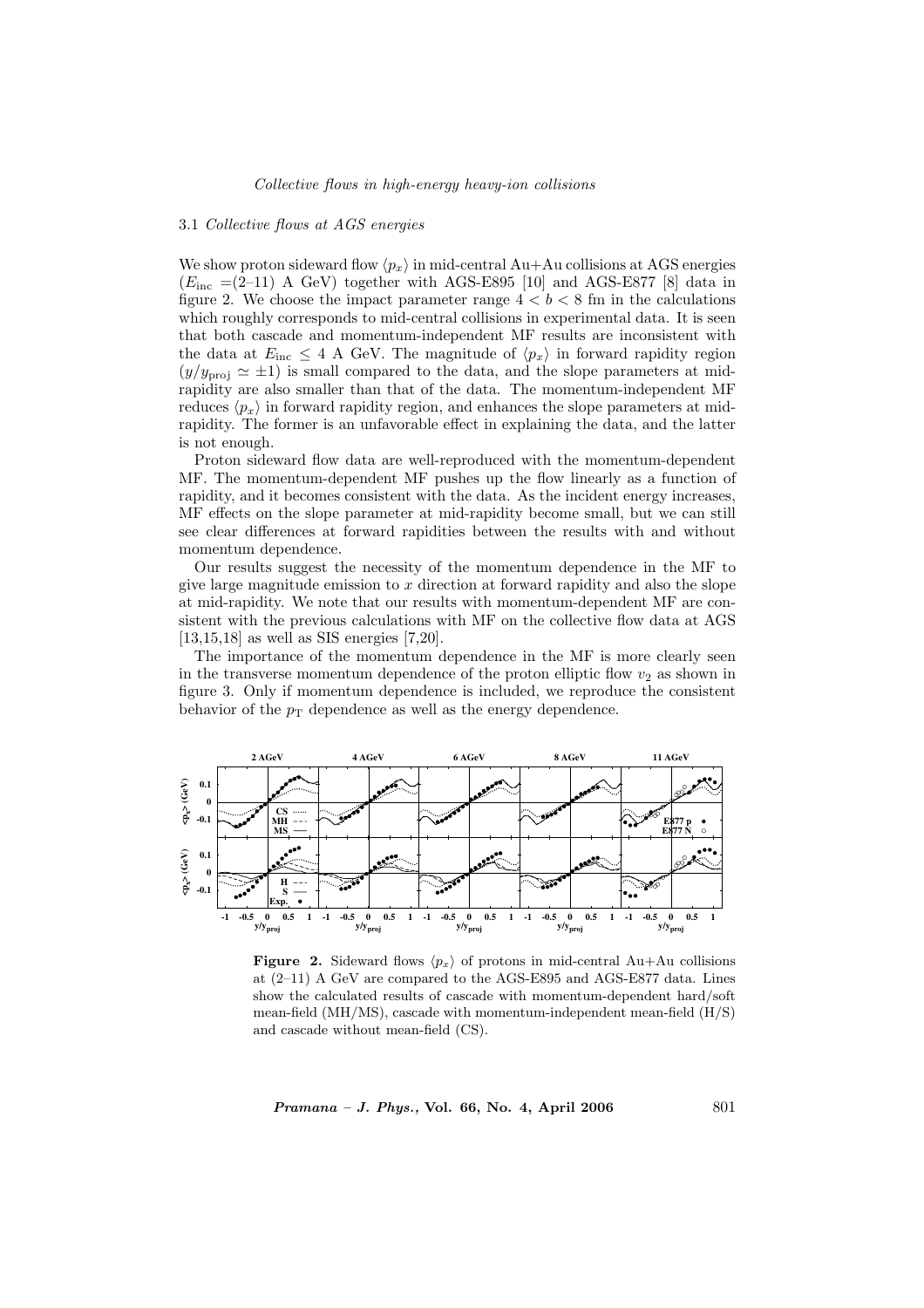### 3.1 *Collective flows at AGS energies*

We show proton sideward flow $\langle p_x \rangle$ in mid-central Au+Au collisions at AGS energies ($E_{\rm inc}$ =(2–11) A GeV) together with AGS-E895 [10] and AGS-E877 [8] data in figure 2. We choose the impact parameter range $4 < b < 8$ fm in the calculations which roughly corresponds to mid-central collisions in experimental data. It is seen that both cascade and momentum-independent MF results are inconsistent with the data at $E_{\rm inc} \leq 4$ A GeV. The magnitude of $\langle p_x \rangle$ in forward rapidity region ($y/y_{\rm proj} \simeq \pm 1$) is small compared to the data, and the slope parameters at mid-rapidity are also smaller than that of the data. The momentum-independent MF reduces $\langle p_x \rangle$ in forward rapidity region, and enhances the slope parameters at mid-rapidity. The former is an unfavorable effect in explaining the data, and the latter is not enough.

Proton sideward flow data are well-reproduced with the momentum-dependent MF. The momentum-dependent MF pushes up the flow linearly as a function of rapidity, and it becomes consistent with the data. As the incident energy increases, MF effects on the slope parameter at mid-rapidity become small, but we can still see clear differences at forward rapidities between the results with and without momentum dependence.

Our results suggest the necessity of the momentum dependence in the MF to give large magnitude emission to $x$ direction at forward rapidity and also the slope at mid-rapidity. We note that our results with momentum-dependent MF are consistent with the previous calculations with MF on the collective flow data at AGS [13,15,18] as well as SIS energies [7,20].

The importance of the momentum dependence in the MF is more clearly seen in the transverse momentum dependence of the proton elliptic flow $v_2$ as shown in figure 3. Only if momentum dependence is included, we reproduce the consistent behavior of the $p_{\rm T}$ dependence as well as the energy dependence.

**Figure 2.** Sideward flows $\langle p_x \rangle$ of protons in mid-central Au+Au collisions at (2–11) A GeV are compared to the AGS-E895 and AGS-E877 data. Lines show the calculated results of cascade with momentum-dependent hard/soft mean-field (MH/MS), cascade with momentum-independent mean-field (H/S) and cascade without mean-field (CS).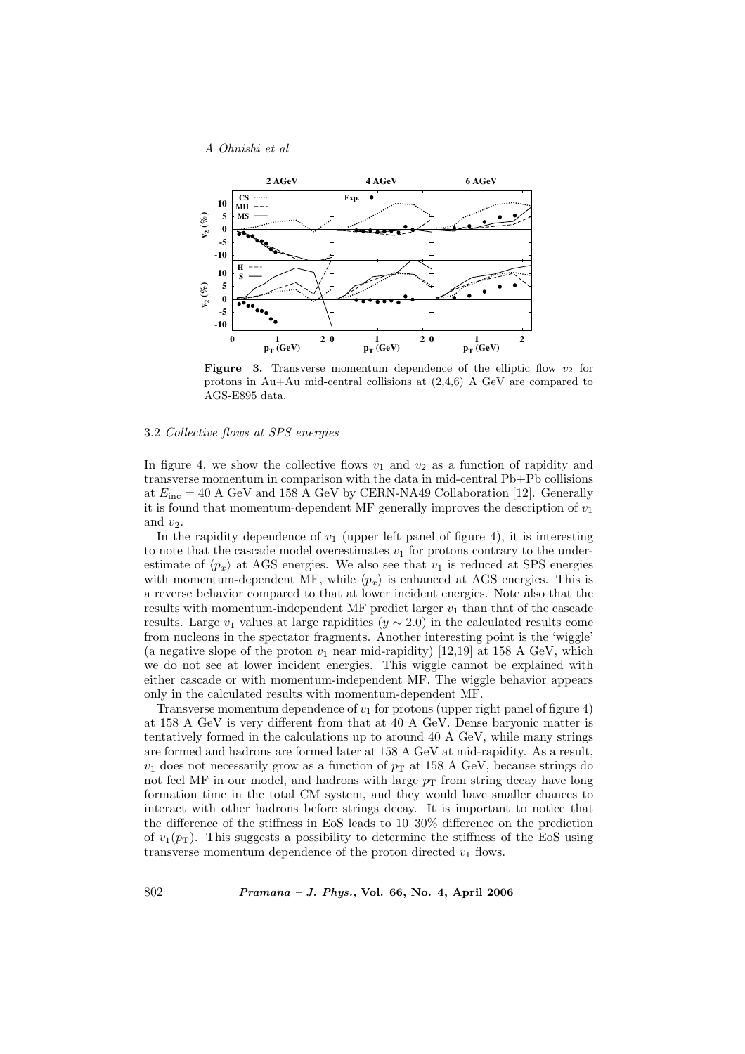**Figure 3.** Transverse momentum dependence of the elliptic flow $v_2$ for protons in Au+Au mid-central collisions at (2,4,6) A GeV are compared to AGS-E895 data.

### 3.2 *Collective flows at SPS energies*

In figure 4, we show the collective flows $v_1$ and $v_2$ as a function of rapidity and transverse momentum in comparison with the data in mid-central Pb+Pb collisions at $E_{\rm inc} = 40$ A GeV and 158 A GeV by CERN-NA49 Collaboration [12]. Generally it is found that momentum-dependent MF generally improves the description of $v_1$ and $v_2$.

In the rapidity dependence of $v_1$ (upper left panel of figure 4), it is interesting to note that the cascade model overestimates $v_1$ for protons contrary to the underestimate of $\langle p_x \rangle$ at AGS energies. We also see that $v_1$ is reduced at SPS energies with momentum-dependent MF, while $\langle p_x \rangle$ is enhanced at AGS energies. This is a reverse behavior compared to that at lower incident energies. Note also that the results with momentum-independent MF predict larger $v_1$ than that of the cascade results. Large $v_1$ values at large rapidities ($y \sim 2.0$) in the calculated results come from nucleons in the spectator fragments. Another interesting point is the 'wiggle' (a negative slope of the proton $v_1$ near mid-rapidity) [12,19] at 158 A GeV, which we do not see at lower incident energies. This wiggle cannot be explained with either cascade or with momentum-independent MF. The wiggle behavior appears only in the calculated results with momentum-dependent MF.

Transverse momentum dependence of $v_1$ for protons (upper right panel of figure 4) at 158 A GeV is very different from that at 40 A GeV. Dense baryonic matter is tentatively formed in the calculations up to around 40 A GeV, while many strings are formed and hadrons are formed later at 158 A GeV at mid-rapidity. As a result, $v_1$ does not necessarily grow as a function of $p_{\rm T}$ at 158 A GeV, because strings do not feel MF in our model, and hadrons with large $p_{\rm T}$ from string decay have long formation time in the total CM system, and they would have smaller chances to interact with other hadrons before strings decay. It is important to notice that the difference of the stiffness in EoS leads to 10–30% difference on the prediction of $v_1(p_{\rm T})$. This suggests a possibility to determine the stiffness of the EoS using transverse momentum dependence of the proton directed $v_1$ flows.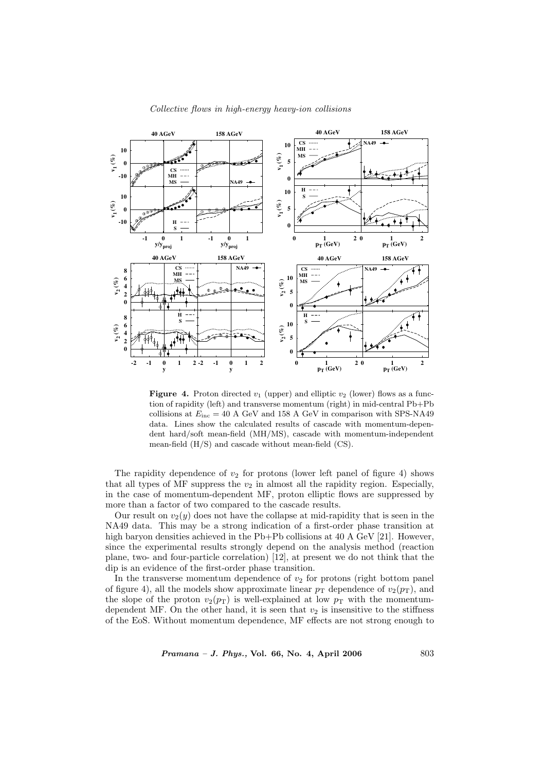**Figure 4.** Proton directed $v_1$ (upper) and elliptic $v_2$ (lower) flows as a function of rapidity (left) and transverse momentum (right) in mid-central Pb+Pb collisions at $E_{\rm inc} = 40$ A GeV and 158 A GeV in comparison with SPS-NA49 data. Lines show the calculated results of cascade with momentum-dependent hard/soft mean-field (MH/MS), cascade with momentum-independent mean-field (H/S) and cascade without mean-field (CS).

The rapidity dependence of $v_2$ for protons (lower left panel of figure 4) shows that all types of MF suppress the $v_2$ in almost all the rapidity region. Especially, in the case of momentum-dependent MF, proton elliptic flows are suppressed by more than a factor of two compared to the cascade results.

Our result on $v_2(y)$ does not have the collapse at mid-rapidity that is seen in the NA49 data. This may be a strong indication of a first-order phase transition at high baryon densities achieved in the Pb+Pb collisions at 40 A GeV [21]. However, since the experimental results strongly depend on the analysis method (reaction plane, two- and four-particle correlation) [12], at present we do not think that the dip is an evidence of the first-order phase transition.

In the transverse momentum dependence of $v_2$ for protons (right bottom panel of figure 4), all the models show approximate linear $p_{\rm T}$ dependence of $v_2(p_{\rm T})$, and the slope of the proton $v_2(p_{\rm T})$ is well-explained at low $p_{\rm T}$ with the momentum-dependent MF. On the other hand, it is seen that $v_2$ is insensitive to the stiffness of the EoS. Without momentum dependence, MF effects are not strong enough to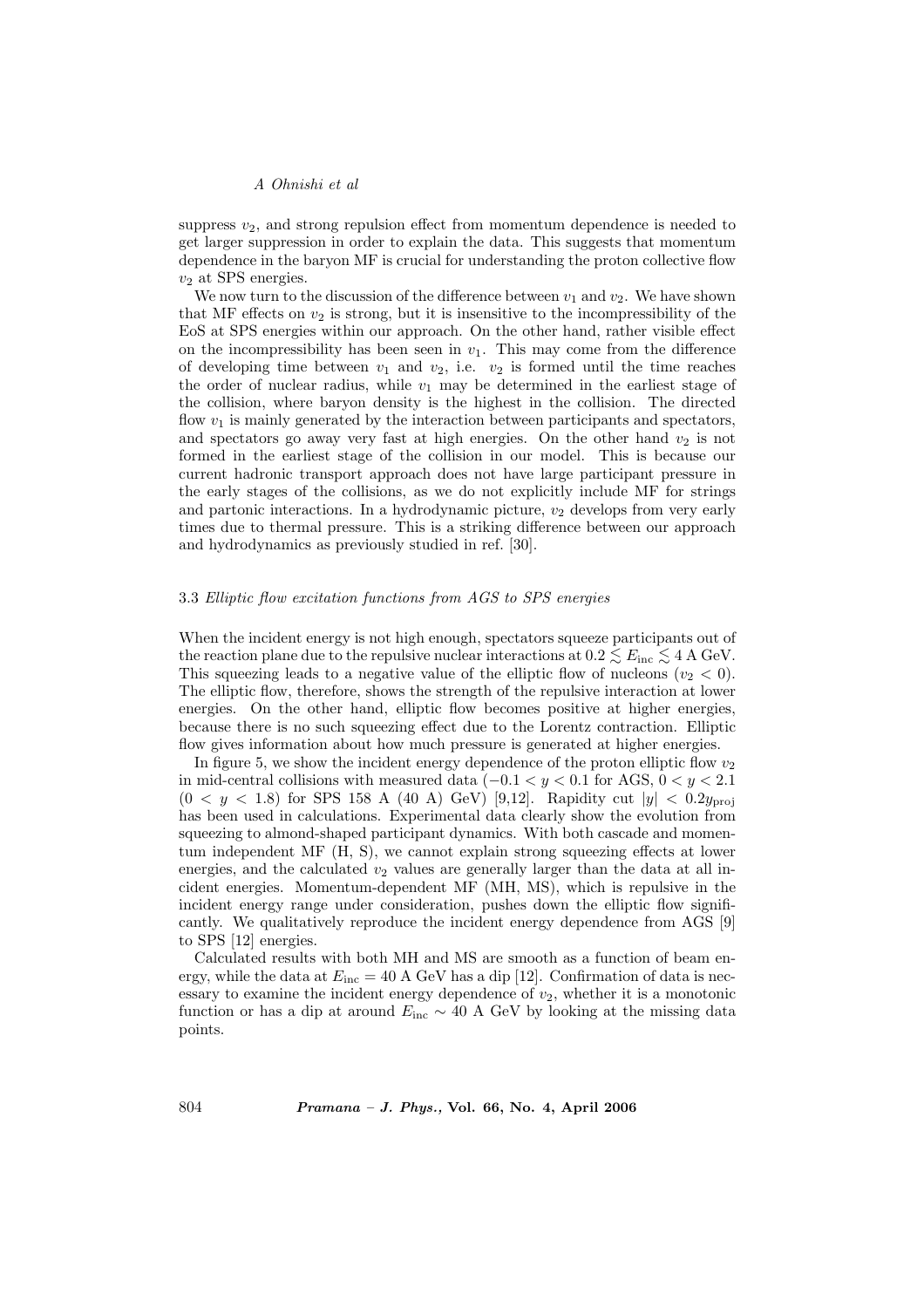suppress $v_2$, and strong repulsion effect from momentum dependence is needed to get larger suppression in order to explain the data. This suggests that momentum dependence in the baryon MF is crucial for understanding the proton collective flow $v_2$ at SPS energies.

We now turn to the discussion of the difference between $v_1$ and $v_2$. We have shown that MF effects on $v_2$ is strong, but it is insensitive to the incompressibility of the EoS at SPS energies within our approach. On the other hand, rather visible effect on the incompressibility has been seen in $v_1$. This may come from the difference of developing time between $v_1$ and $v_2$, i.e. $v_2$ is formed until the time reaches the order of nuclear radius, while $v_1$ may be determined in the earliest stage of the collision, where baryon density is the highest in the collision. The directed flow $v_1$ is mainly generated by the interaction between participants and spectators, and spectators go away very fast at high energies. On the other hand $v_2$ is not formed in the earliest stage of the collision in our model. This is because our current hadronic transport approach does not have large participant pressure in the early stages of the collisions, as we do not explicitly include MF for strings and partonic interactions. In a hydrodynamic picture, $v_2$ develops from very early times due to thermal pressure. This is a striking difference between our approach and hydrodynamics as previously studied in ref. [30].

### 3.3 *Elliptic flow excitation functions from AGS to SPS energies*

When the incident energy is not high enough, spectators squeeze participants out of the reaction plane due to the repulsive nuclear interactions at $0.2 \lesssim E_{\text{inc}} \lesssim 4$ A GeV. This squeezing leads to a negative value of the elliptic flow of nucleons ($v_2 < 0$). The elliptic flow, therefore, shows the strength of the repulsive interaction at lower energies. On the other hand, elliptic flow becomes positive at higher energies, because there is no such squeezing effect due to the Lorentz contraction. Elliptic flow gives information about how much pressure is generated at higher energies.

In figure 5, we show the incident energy dependence of the proton elliptic flow $v_2$ in mid-central collisions with measured data ($-0.1 < y < 0.1$ for AGS, $0 < y < 2.1$ ($0 < y < 1.8$) for SPS 158 A (40 A) GeV) [9,12]. Rapidity cut $|y| < 0.2y_{\text{proj}}$ has been used in calculations. Experimental data clearly show the evolution from squeezing to almond-shaped participant dynamics. With both cascade and momentum independent MF (H, S), we cannot explain strong squeezing effects at lower energies, and the calculated $v_2$ values are generally larger than the data at all incident energies. Momentum-dependent MF (MH, MS), which is repulsive in the incident energy range under consideration, pushes down the elliptic flow significantly. We qualitatively reproduce the incident energy dependence from AGS [9] to SPS [12] energies.

Calculated results with both MH and MS are smooth as a function of beam energy, while the data at $E_{\text{inc}} = 40$ A GeV has a dip [12]. Confirmation of data is necessary to examine the incident energy dependence of $v_2$, whether it is a monotonic function or has a dip at around $E_{\text{inc}} \sim 40$ A GeV by looking at the missing data points.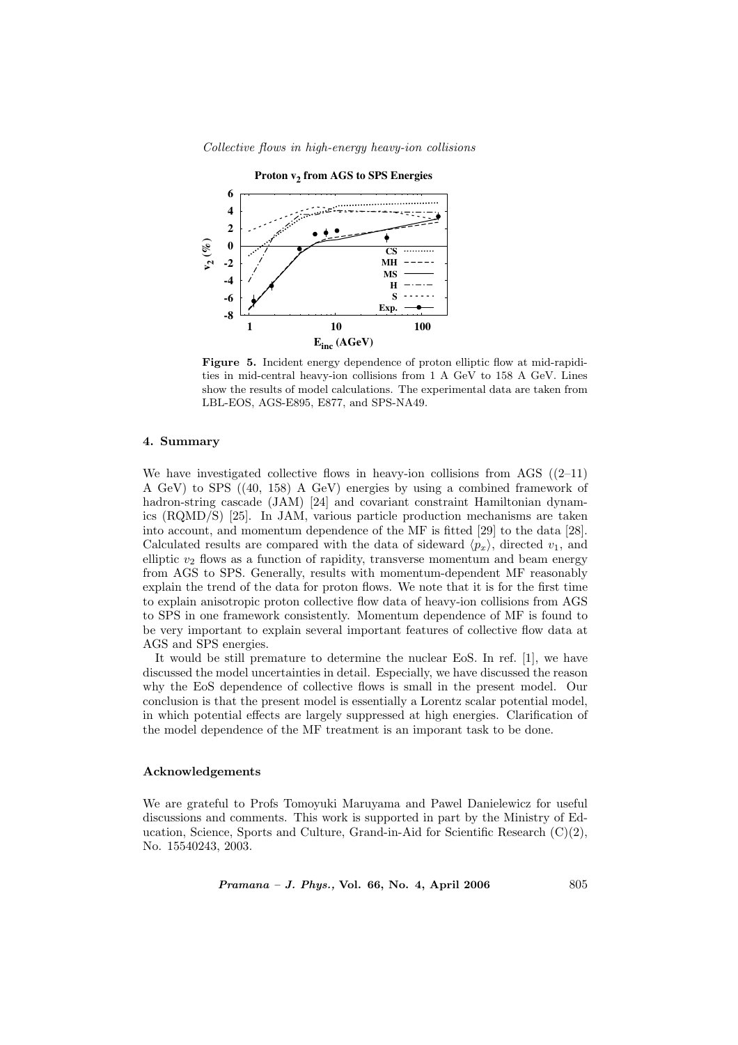**Figure 5.** Incident energy dependence of proton elliptic flow at mid-rapidities in mid-central heavy-ion collisions from 1 A GeV to 158 A GeV. Lines show the results of model calculations. The experimental data are taken from LBL-EOS, AGS-E895, E877, and SPS-NA49.

## 4. Summary

We have investigated collective flows in heavy-ion collisions from AGS ((2–11) A GeV) to SPS ((40, 158) A GeV) energies by using a combined framework of hadron-string cascade (JAM) [24] and covariant constraint Hamiltonian dynamics (RQMD/S) [25]. In JAM, various particle production mechanisms are taken into account, and momentum dependence of the MF is fitted [29] to the data [28]. Calculated results are compared with the data of sideward $\langle p_x \rangle$, directed $v_1$, and elliptic $v_2$ flows as a function of rapidity, transverse momentum and beam energy from AGS to SPS. Generally, results with momentum-dependent MF reasonably explain the trend of the data for proton flows. We note that it is for the first time to explain anisotropic proton collective flow data of heavy-ion collisions from AGS to SPS in one framework consistently. Momentum dependence of MF is found to be very important to explain several important features of collective flow data at AGS and SPS energies.

It would be still premature to determine the nuclear EoS. In ref. [1], we have discussed the model uncertainties in detail. Especially, we have discussed the reason why the EoS dependence of collective flows is small in the present model. Our conclusion is that the present model is essentially a Lorentz scalar potential model, in which potential effects are largely suppressed at high energies. Clarification of the model dependence of the MF treatment is an imporant task to be done.

## Acknowledgements

We are grateful to Profs Tomoyuki Maruyama and Pawel Danielewicz for useful discussions and comments. This work is supported in part by the Ministry of Education, Science, Sports and Culture, Grand-in-Aid for Scientific Research (C)(2), No. 15540243, 2003.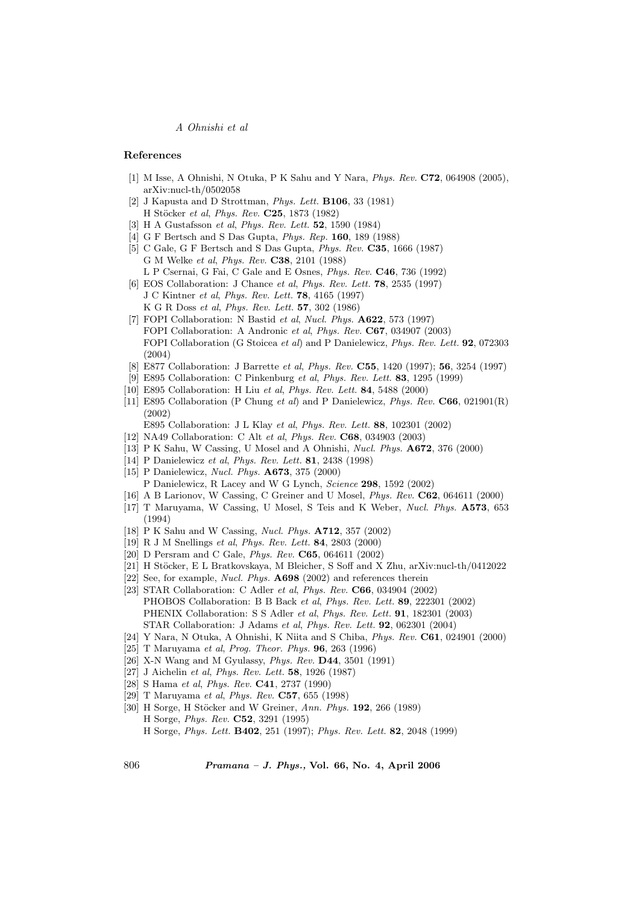## References

[1] M Isse, A Ohnishi, N Otuka, P K Sahu and Y Nara, *Phys. Rev.* **C72**, 064908 (2005), arXiv:nucl-th/0502058

[2] J Kapusta and D Strottman, *Phys. Lett.* **B106**, 33 (1981)
H Stöcker *et al*, *Phys. Rev.* **C25**, 1873 (1982)

[3] H A Gustafsson *et al*, *Phys. Rev. Lett.* **52**, 1590 (1984)

[4] G F Bertsch and S Das Gupta, *Phys. Rep.* **160**, 189 (1988)

[5] C Gale, G F Bertsch and S Das Gupta, *Phys. Rev.* **C35**, 1666 (1987)
G M Welke *et al*, *Phys. Rev.* **C38**, 2101 (1988)
L P Csernai, G Fai, C Gale and E Osnes, *Phys. Rev.* **C46**, 736 (1992)

[6] EOS Collaboration: J Chance *et al*, *Phys. Rev. Lett.* **78**, 2535 (1997)
J C Kintner *et al*, *Phys. Rev. Lett.* **78**, 4165 (1997)
K G R Doss *et al*, *Phys. Rev. Lett.* **57**, 302 (1986)

[7] FOPI Collaboration: N Bastid *et al*, *Nucl. Phys.* **A622**, 573 (1997)
FOPI Collaboration: A Andronic *et al*, *Phys. Rev.* **C67**, 034907 (2003)
FOPI Collaboration (G Stoicea *et al*) and P Danielewicz, *Phys. Rev. Lett.* **92**, 072303 (2004)

[8] E877 Collaboration: J Barrette *et al*, *Phys. Rev.* **C55**, 1420 (1997); **56**, 3254 (1997)

[9] E895 Collaboration: C Pinkenburg *et al*, *Phys. Rev. Lett.* **83**, 1295 (1999)

[10] E895 Collaboration: H Liu *et al*, *Phys. Rev. Lett.* **84**, 5488 (2000)

[11] E895 Collaboration (P Chung *et al*) and P Danielewicz, *Phys. Rev.* **C66**, 021901(R) (2002)
E895 Collaboration: J L Klay *et al*, *Phys. Rev. Lett.* **88**, 102301 (2002)

[12] NA49 Collaboration: C Alt *et al*, *Phys. Rev.* **C68**, 034903 (2003)

[13] P K Sahu, W Cassing, U Mosel and A Ohnishi, *Nucl. Phys.* **A672**, 376 (2000)

[14] P Danielewicz *et al*, *Phys. Rev. Lett.* **81**, 2438 (1998)

[15] P Danielewicz, *Nucl. Phys.* **A673**, 375 (2000)
P Danielewicz, R Lacey and W G Lynch, *Science* **298**, 1592 (2002)

[16] A B Larionov, W Cassing, C Greiner and U Mosel, *Phys. Rev.* **C62**, 064611 (2000)

[17] T Maruyama, W Cassing, U Mosel, S Teis and K Weber, *Nucl. Phys.* **A573**, 653 (1994)

[18] P K Sahu and W Cassing, *Nucl. Phys.* **A712**, 357 (2002)

[19] R J M Snellings *et al*, *Phys. Rev. Lett.* **84**, 2803 (2000)

[20] D Persram and C Gale, *Phys. Rev.* **C65**, 064611 (2002)

[21] H Stöcker, E L Bratkovskaya, M Bleicher, S Soff and X Zhu, arXiv:nucl-th/0412022

[22] See, for example, *Nucl. Phys.* **A698** (2002) and references therein

[23] STAR Collaboration: C Adler *et al*, *Phys. Rev.* **C66**, 034904 (2002)
PHOBOS Collaboration: B B Back *et al*, *Phys. Rev. Lett.* **89**, 222301 (2002)
PHENIX Collaboration: S S Adler *et al*, *Phys. Rev. Lett.* **91**, 182301 (2003)
STAR Collaboration: J Adams *et al*, *Phys. Rev. Lett.* **92**, 062301 (2004)

[24] Y Nara, N Otuka, A Ohnishi, K Niita and S Chiba, *Phys. Rev.* **C61**, 024901 (2000)

[25] T Maruyama *et al*, *Prog. Theor. Phys.* **96**, 263 (1996)

[26] X-N Wang and M Gyulassy, *Phys. Rev.* **D44**, 3501 (1991)

[27] J Aichelin *et al*, *Phys. Rev. Lett.* **58**, 1926 (1987)

[28] S Hama *et al*, *Phys. Rev.* **C41**, 2737 (1990)

[29] T Maruyama *et al*, *Phys. Rev.* **C57**, 655 (1998)

[30] H Sorge, H Stöcker and W Greiner, *Ann. Phys.* **192**, 266 (1989)
H Sorge, *Phys. Rev.* **C52**, 3291 (1995)
H Sorge, *Phys. Lett.* **B402**, 251 (1997); *Phys. Rev. Lett.* **82**, 2048 (1999)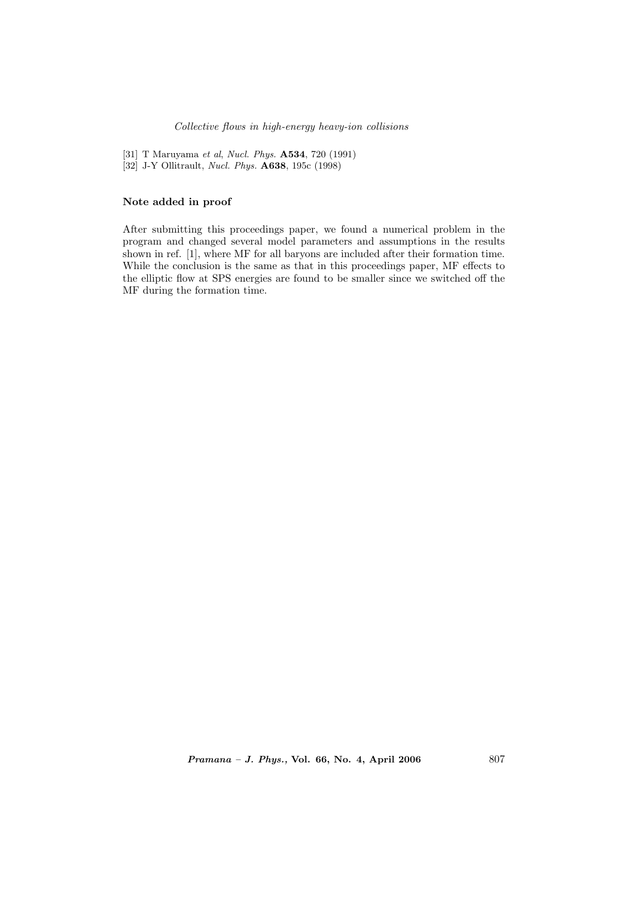[31] T Maruyama *et al*, *Nucl. Phys.* **A534**, 720 (1991)
[32] J-Y Ollitrault, *Nucl. Phys.* **A638**, 195c (1998)

### Note added in proof

After submitting this proceedings paper, we found a numerical problem in the program and changed several model parameters and assumptions in the results shown in ref. [1], where MF for all baryons are included after their formation time. While the conclusion is the same as that in this proceedings paper, MF effects to the elliptic flow at SPS energies are found to be smaller since we switched off the MF during the formation time.